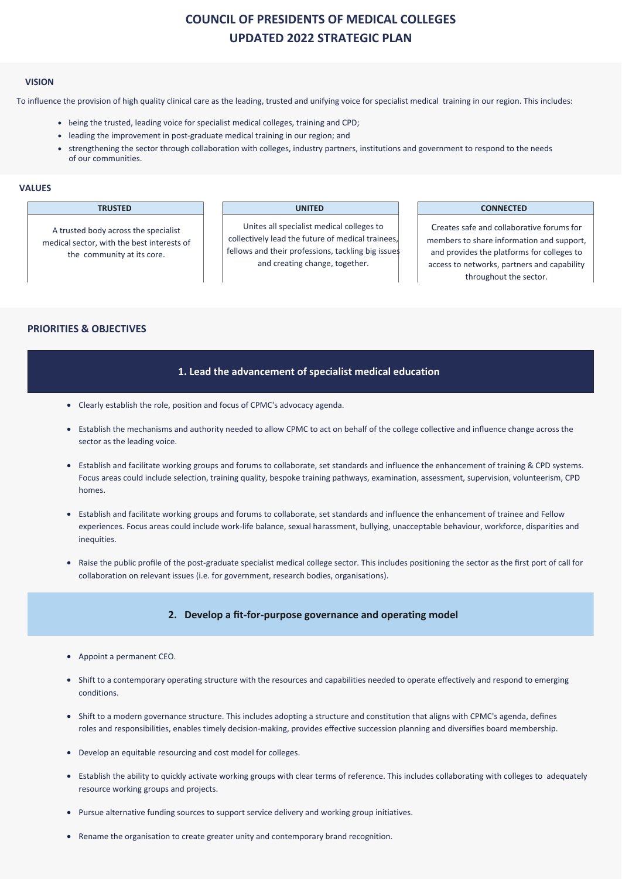# COUNCIL OF PRESIDENTS OF MEDICAL COLLEGES
# UPDATED 2022 STRATEGIC PLAN

## VISION

To influence the provision of high quality clinical care as the leading, trusted and unifying voice for specialist medical training in our region. This includes:

- being the trusted, leading voice for specialist medical colleges, training and CPD;
- leading the improvement in post-graduate medical training in our region; and
- strengthening the sector through collaboration with colleges, industry partners, institutions and government to respond to the needs of our communities.

## VALUES

| TRUSTED | UNITED | CONNECTED |
| --- | --- | --- |
| A trusted body across the specialist medical sector, with the best interests of the community at its core. | Unites all specialist medical colleges to collectively lead the future of medical trainees, fellows and their professions, tackling big issues and creating change, together. | Creates safe and collaborative forums for members to share information and support, and provides the platforms for colleges to access to networks, partners and capability throughout the sector. |

## PRIORITIES & OBJECTIVES

### 1. Lead the advancement of specialist medical education

- Clearly establish the role, position and focus of CPMC's advocacy agenda.
- Establish the mechanisms and authority needed to allow CPMC to act on behalf of the college collective and influence change across the sector as the leading voice.
- Establish and facilitate working groups and forums to collaborate, set standards and influence the enhancement of training & CPD systems. Focus areas could include selection, training quality, bespoke training pathways, examination, assessment, supervision, volunteerism, CPD homes.
- Establish and facilitate working groups and forums to collaborate, set standards and influence the enhancement of trainee and Fellow experiences. Focus areas could include work-life balance, sexual harassment, bullying, unacceptable behaviour, workforce, disparities and inequities.
- Raise the public profile of the post-graduate specialist medical college sector. This includes positioning the sector as the first port of call for collaboration on relevant issues (i.e. for government, research bodies, organisations).

### 2. Develop a fit-for-purpose governance and operating model

- Appoint a permanent CEO.
- Shift to a contemporary operating structure with the resources and capabilities needed to operate effectively and respond to emerging conditions.
- Shift to a modern governance structure. This includes adopting a structure and constitution that aligns with CPMC's agenda, defines roles and responsibilities, enables timely decision-making, provides effective succession planning and diversifies board membership.
- Develop an equitable resourcing and cost model for colleges.
- Establish the ability to quickly activate working groups with clear terms of reference. This includes collaborating with colleges to adequately resource working groups and projects.
- Pursue alternative funding sources to support service delivery and working group initiatives.
- Rename the organisation to create greater unity and contemporary brand recognition.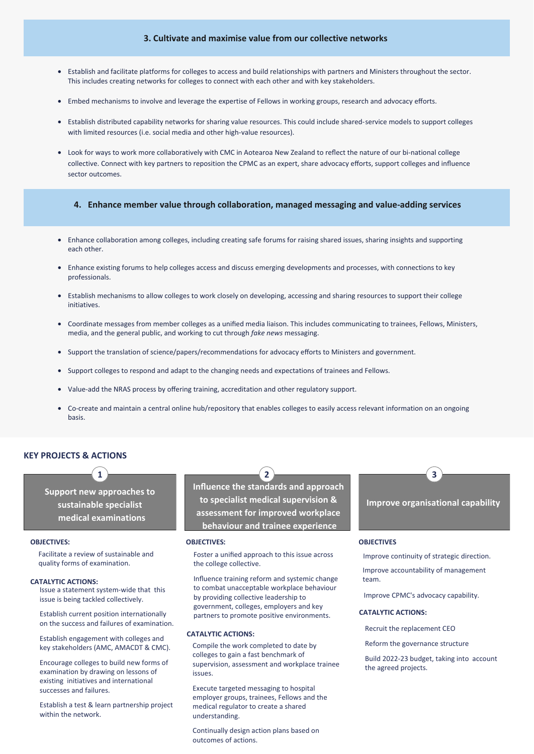## 3. Cultivate and maximise value from our collective networks

- Establish and facilitate platforms for colleges to access and build relationships with partners and Ministers throughout the sector. This includes creating networks for colleges to connect with each other and with key stakeholders.
- Embed mechanisms to involve and leverage the expertise of Fellows in working groups, research and advocacy efforts.
- Establish distributed capability networks for sharing value resources. This could include shared-service models to support colleges with limited resources (i.e. social media and other high-value resources).
- Look for ways to work more collaboratively with CMC in Aotearoa New Zealand to reflect the nature of our bi-national college collective. Connect with key partners to reposition the CPMC as an expert, share advocacy efforts, support colleges and influence sector outcomes.

## 4. Enhance member value through collaboration, managed messaging and value-adding services

- Enhance collaboration among colleges, including creating safe forums for raising shared issues, sharing insights and supporting each other.
- Enhance existing forums to help colleges access and discuss emerging developments and processes, with connections to key professionals.
- Establish mechanisms to allow colleges to work closely on developing, accessing and sharing resources to support their college initiatives.
- Coordinate messages from member colleges as a unified media liaison. This includes communicating to trainees, Fellows, Ministers, media, and the general public, and working to cut through *fake news* messaging.
- Support the translation of science/papers/recommendations for advocacy efforts to Ministers and government.
- Support colleges to respond and adapt to the changing needs and expectations of trainees and Fellows.
- Value-add the NRAS process by offering training, accreditation and other regulatory support.
- Co-create and maintain a central online hub/repository that enables colleges to easily access relevant information on an ongoing basis.

## KEY PROJECTS & ACTIONS

### 1. Support new approaches to sustainable specialist medical examinations

**OBJECTIVES:**

Facilitate a review of sustainable and quality forms of examination.

**CATALYTIC ACTIONS:**

Issue a statement system-wide that this issue is being tackled collectively.

Establish current position internationally on the success and failures of examination.

Establish engagement with colleges and key stakeholders (AMC, AMACDT & CMC).

Encourage colleges to build new forms of examination by drawing on lessons of existing initiatives and international successes and failures.

Establish a test & learn partnership project within the network.

### 2. Influence the standards and approach to specialist medical supervision & assessment for improved workplace behaviour and trainee experience

**OBJECTIVES:**

Foster a unified approach to this issue across the college collective.

Influence training reform and systemic change to combat unacceptable workplace behaviour by providing collective leadership to government, colleges, employers and key partners to promote positive environments.

**CATALYTIC ACTIONS:**

Compile the work completed to date by colleges to gain a fast benchmark of supervision, assessment and workplace trainee issues.

Execute targeted messaging to hospital employer groups, trainees, Fellows and the medical regulator to create a shared understanding.

Continually design action plans based on outcomes of actions.

### 3. Improve organisational capability

**OBJECTIVES**

Improve continuity of strategic direction.

Improve accountability of management team.

Improve CPMC's advocacy capability.

**CATALYTIC ACTIONS:**

Recruit the replacement CEO

Reform the governance structure

Build 2022-23 budget, taking into account the agreed projects.